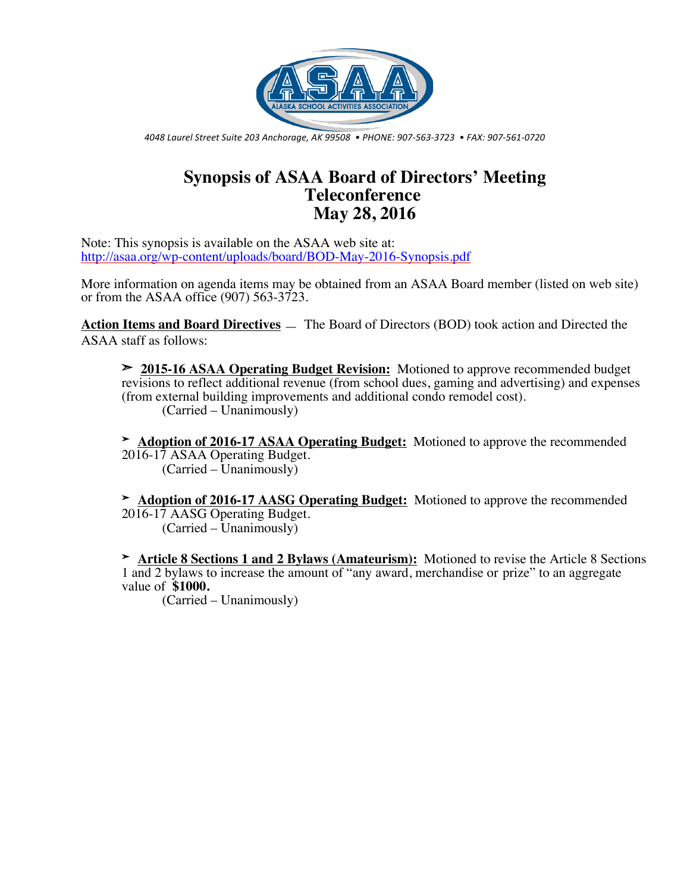ASAA
ALASKA SCHOOL ACTIVITIES ASSOCIATION

*4048 Laurel Street Suite 203 Anchorage, AK 99508 • PHONE: 907-563-3723 • FAX: 907-561-0720*

# Synopsis of ASAA Board of Directors' Meeting Teleconference May 28, 2016

Note: This synopsis is available on the ASAA web site at:
http://asaa.org/wp-content/uploads/board/BOD-May-2016-Synopsis.pdf

More information on agenda items may be obtained from an ASAA Board member (listed on web site) or from the ASAA office (907) 563-3723.

**Action Items and Board Directives** — The Board of Directors (BOD) took action and Directed the ASAA staff as follows:

- **2015-16 ASAA Operating Budget Revision:** Motioned to approve recommended budget revisions to reflect additional revenue (from school dues, gaming and advertising) and expenses (from external building improvements and additional condo remodel cost).
  (Carried – Unanimously)

- **Adoption of 2016-17 ASAA Operating Budget:** Motioned to approve the recommended 2016-17 ASAA Operating Budget.
  (Carried – Unanimously)

- **Adoption of 2016-17 AASG Operating Budget:** Motioned to approve the recommended 2016-17 AASG Operating Budget.
  (Carried – Unanimously)

- **Article 8 Sections 1 and 2 Bylaws (Amateurism):** Motioned to revise the Article 8 Sections 1 and 2 bylaws to increase the amount of "any award, merchandise or prize" to an aggregate value of **$1000.**
  (Carried – Unanimously)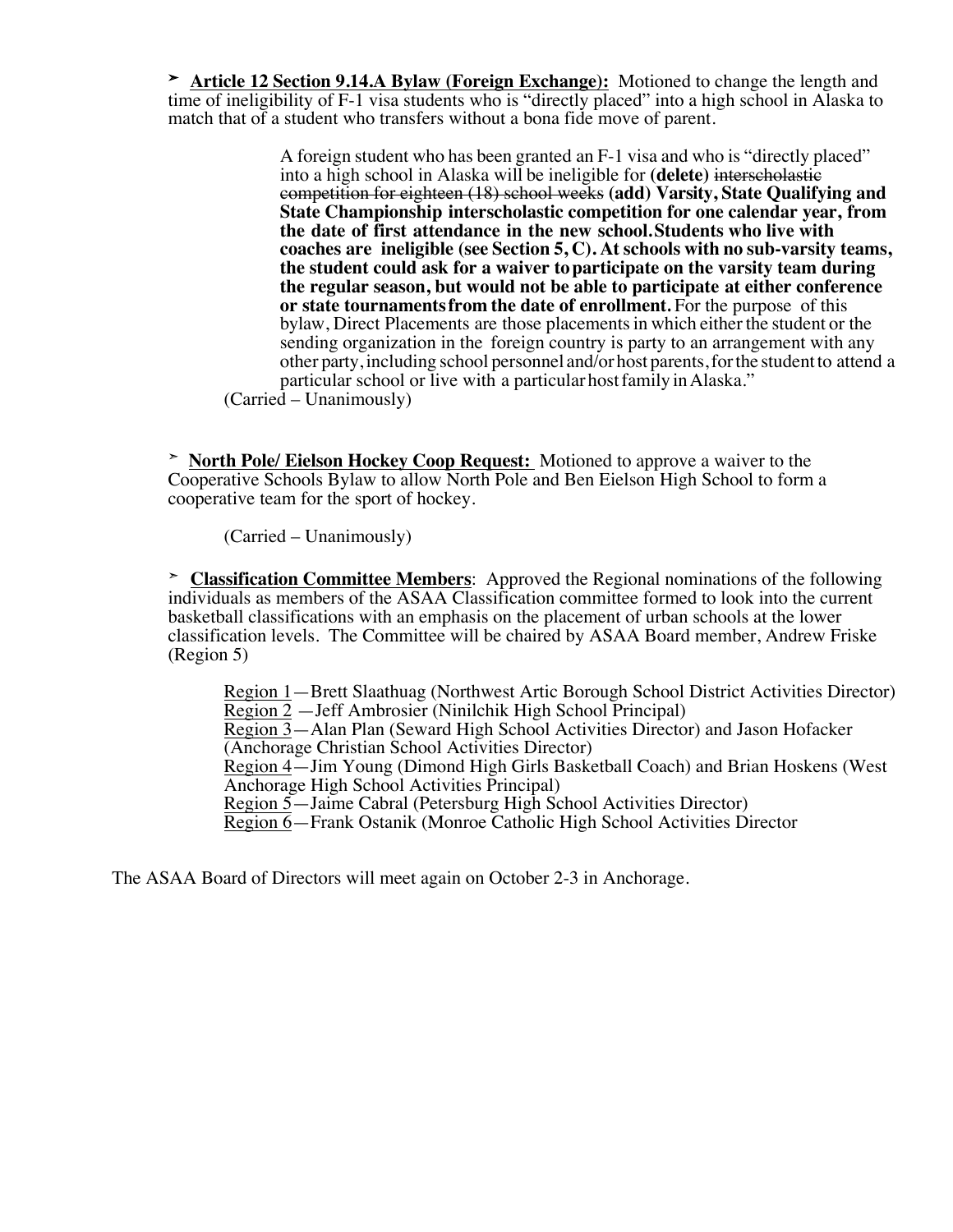➢ **Article 12 Section 9.14.A Bylaw (Foreign Exchange):** Motioned to change the length and time of ineligibility of F-1 visa students who is "directly placed" into a high school in Alaska to match that of a student who transfers without a bona fide move of parent.

> A foreign student who has been granted an F-1 visa and who is "directly placed" into a high school in Alaska will be ineligible for **(delete)** ~~interscholastic competition for eighteen (18) school weeks~~ **(add) Varsity, State Qualifying and State Championship interscholastic competition for one calendar year, from the date of first attendance in the new school. Students who live with coaches are ineligible (see Section 5, C). At schools with no sub-varsity teams, the student could ask for a waiver to participate on the varsity team during the regular season, but would not be able to participate at either conference or state tournaments from the date of enrollment.** For the purpose of this bylaw, Direct Placements are those placements in which either the student or the sending organization in the foreign country is party to an arrangement with any other party, including school personnel and/or host parents, for the student to attend a particular school or live with a particular host family in Alaska."

(Carried – Unanimously)

➢ **North Pole/ Eielson Hockey Coop Request:** Motioned to approve a waiver to the Cooperative Schools Bylaw to allow North Pole and Ben Eielson High School to form a cooperative team for the sport of hockey.

(Carried – Unanimously)

➢ **Classification Committee Members**: Approved the Regional nominations of the following individuals as members of the ASAA Classification committee formed to look into the current basketball classifications with an emphasis on the placement of urban schools at the lower classification levels. The Committee will be chaired by ASAA Board member, Andrew Friske (Region 5)

> Region 1—Brett Slaathuag (Northwest Artic Borough School District Activities Director)
> Region 2 —Jeff Ambrosier (Ninilchik High School Principal)
> Region 3—Alan Plan (Seward High School Activities Director) and Jason Hofacker (Anchorage Christian School Activities Director)
> Region 4—Jim Young (Dimond High Girls Basketball Coach) and Brian Hoskens (West Anchorage High School Activities Principal)
> Region 5—Jaime Cabral (Petersburg High School Activities Director)
> Region 6—Frank Ostanik (Monroe Catholic High School Activities Director

The ASAA Board of Directors will meet again on October 2-3 in Anchorage.